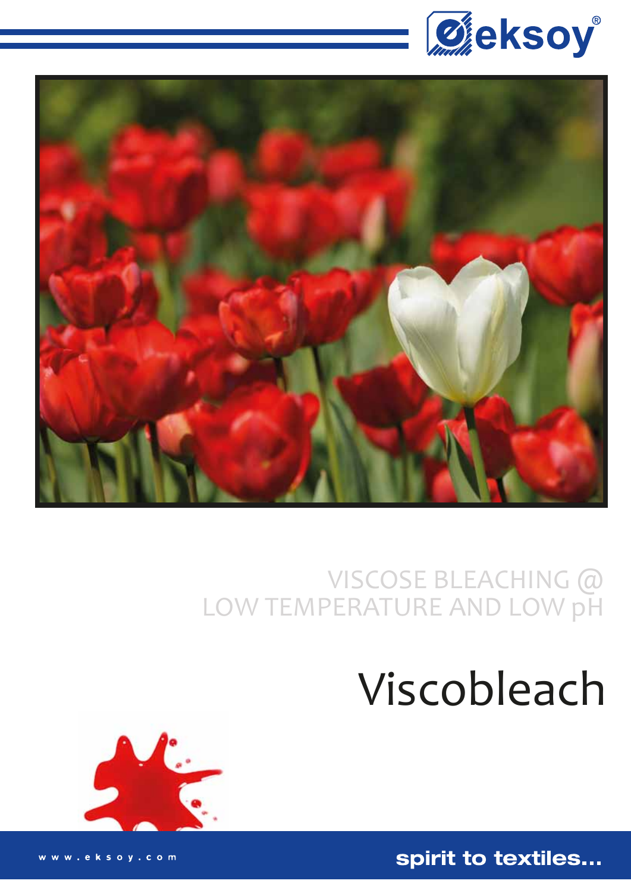VISCOSE BLEACHING @ LOW TEMPERATURE AND LOW pH

# Viscobleach

www.eksoy.com

spirit to textiles...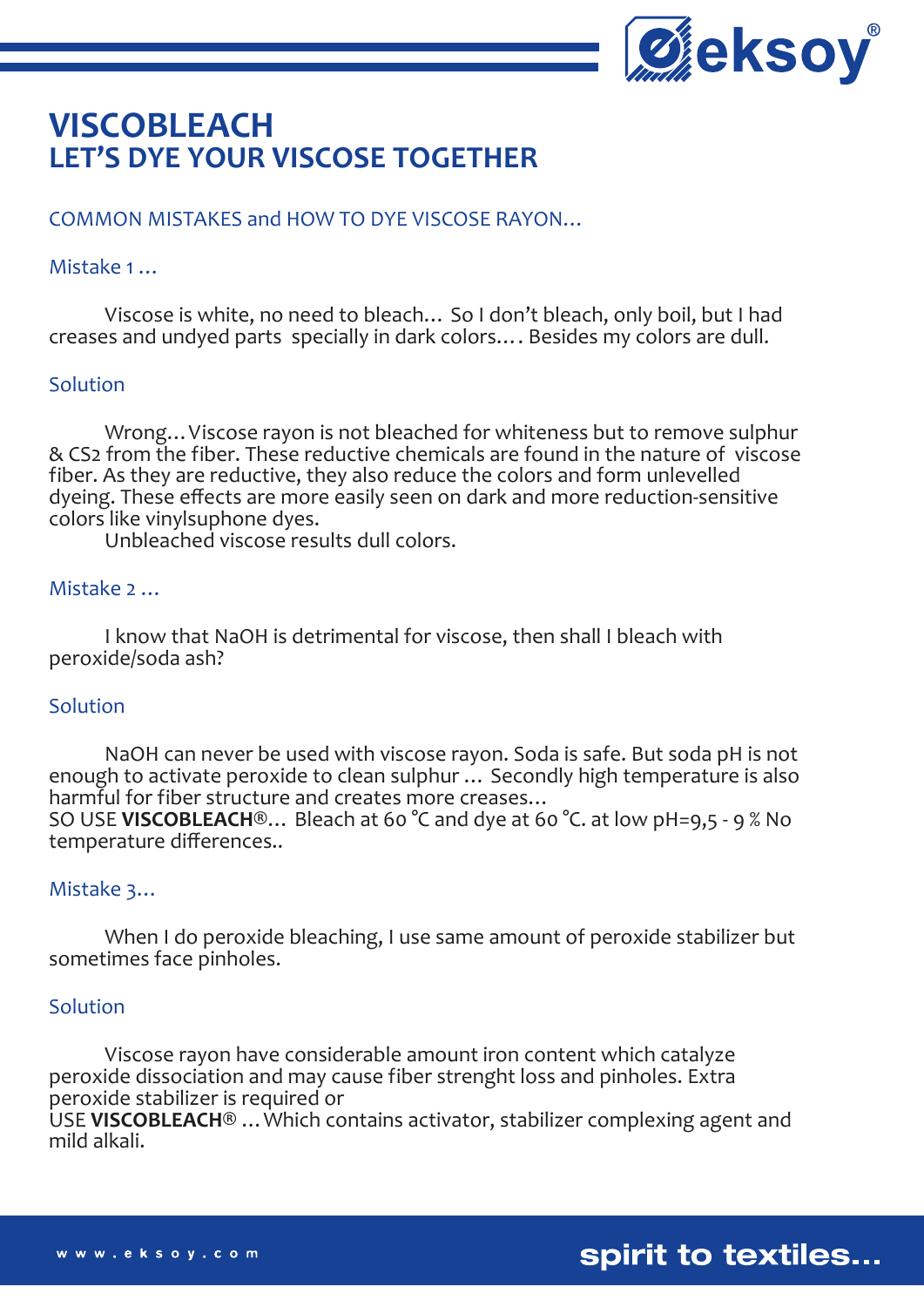# VISCOBLEACH

## LET'S DYE YOUR VISCOSE TOGETHER

COMMON MISTAKES and HOW TO DYE VISCOSE RAYON...

### Mistake 1 ...

Viscose is white, no need to bleach... So I don't bleach, only boil, but I had creases and undyed parts specially in dark colors.... Besides my colors are dull.

### Solution

Wrong... Viscose rayon is not bleached for whiteness but to remove sulphur & $CS_2$ from the fiber. These reductive chemicals are found in the nature of viscose fiber. As they are reductive, they also reduce the colors and form unlevelled dyeing. These effects are more easily seen on dark and more reduction-sensitive colors like vinylsuphone dyes.

Unbleached viscose results dull colors.

### Mistake 2 ...

I know that NaOH is detrimental for viscose, then shall I bleach with peroxide/soda ash?

### Solution

NaOH can never be used with viscose rayon. Soda is safe. But soda pH is not enough to activate peroxide to clean sulphur ... Secondly high temperature is also harmful for fiber structure and creates more creases...
SO USE **VISCOBLEACH**®... Bleach at 60 °C and dye at 60 °C. at low pH=9,5 - 9 % No temperature differences..

### Mistake 3...

When I do peroxide bleaching, I use same amount of peroxide stabilizer but sometimes face pinholes.

### Solution

Viscose rayon have considerable amount iron content which catalyze peroxide dissociation and may cause fiber strenght loss and pinholes. Extra peroxide stabilizer is required or
USE **VISCOBLEACH**® ... Which contains activator, stabilizer complexing agent and mild alkali.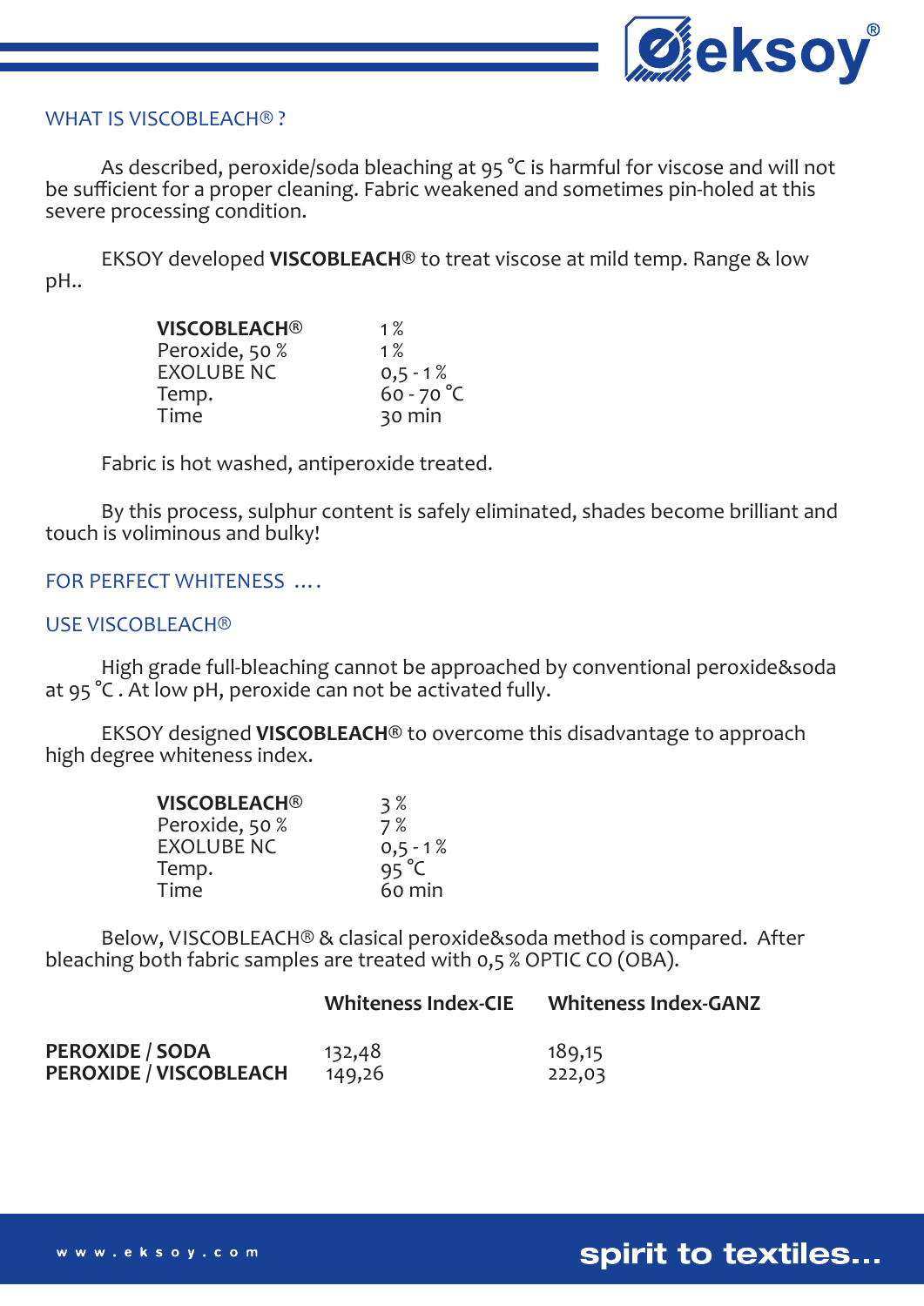## WHAT IS VISCOBLEACH® ?

As described, peroxide/soda bleaching at 95 °C is harmful for viscose and will not be sufficient for a proper cleaning. Fabric weakened and sometimes pin-holed at this severe processing condition.

EKSOY developed **VISCOBLEACH®** to treat viscose at mild temp. Range & low pH..

| | |
|---|---|
| **VISCOBLEACH®** | 1 % |
| Peroxide, 50 % | 1 % |
| EXOLUBE NC | 0,5 - 1 % |
| Temp. | 60 - 70 °C |
| Time | 30 min |

Fabric is hot washed, antiperoxide treated.

By this process, sulphur content is safely eliminated, shades become brilliant and touch is voliminous and bulky!

## FOR PERFECT WHITENESS ....

## USE VISCOBLEACH®

High grade full-bleaching cannot be approached by conventional peroxide&soda at 95 °C . At low pH, peroxide can not be activated fully.

EKSOY designed **VISCOBLEACH®** to overcome this disadvantage to approach high degree whiteness index.

| | |
|---|---|
| **VISCOBLEACH®** | 3 % |
| Peroxide, 50 % | 7 % |
| EXOLUBE NC | 0,5 - 1 % |
| Temp. | 95 °C |
| Time | 60 min |

Below, VISCOBLEACH® & clasical peroxide&soda method is compared. After bleaching both fabric samples are treated with 0,5 % OPTIC CO (OBA).

| | **Whiteness Index-CIE** | **Whiteness Index-GANZ** |
|---|---|---|
| **PEROXIDE / SODA** | 132,48 | 189,15 |
| **PEROXIDE / VISCOBLEACH** | 149,26 | 222,03 |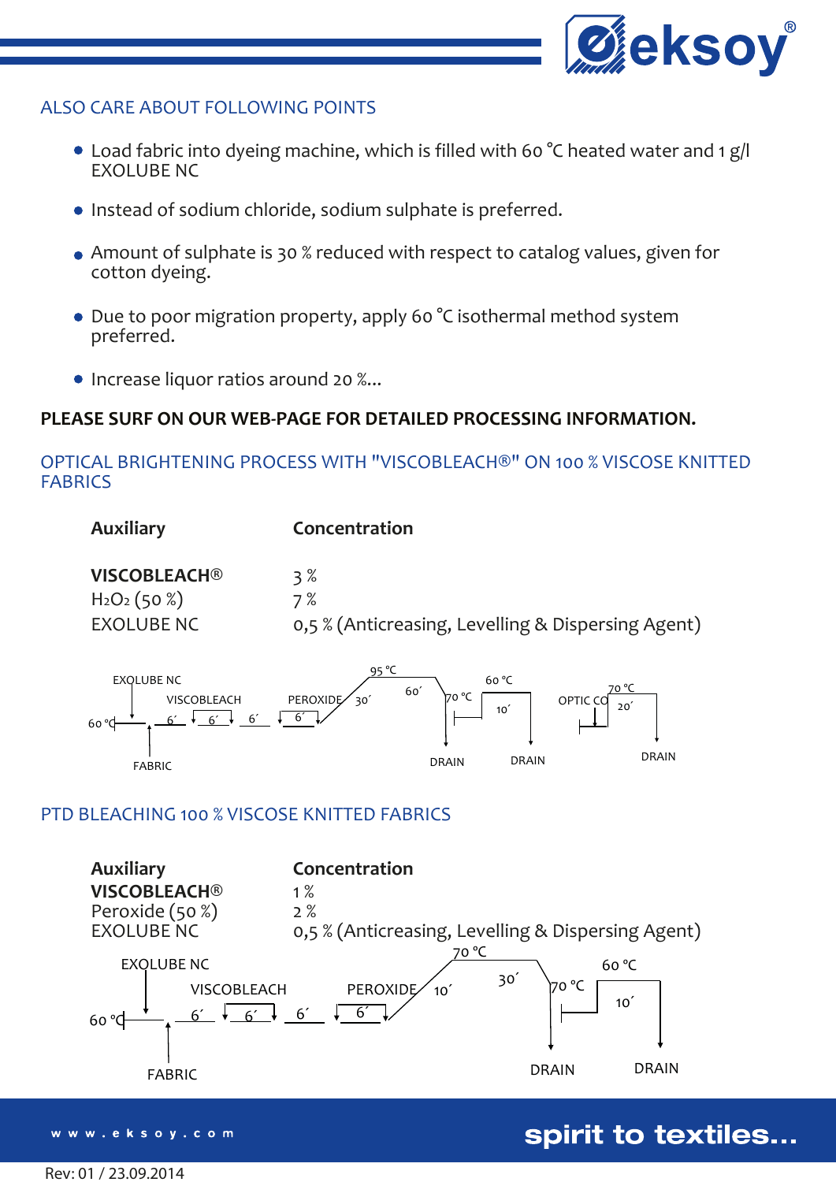## ALSO CARE ABOUT FOLLOWING POINTS

- Load fabric into dyeing machine, which is filled with 60 °C heated water and 1 g/l EXOLUBE NC
- Instead of sodium chloride, sodium sulphate is preferred.
- Amount of sulphate is 30 % reduced with respect to catalog values, given for cotton dyeing.
- Due to poor migration property, apply 60 °C isothermal method system preferred.
- Increase liquor ratios around 20 %...

**PLEASE SURF ON OUR WEB-PAGE FOR DETAILED PROCESSING INFORMATION.**

## OPTICAL BRIGHTENING PROCESS WITH "VISCOBLEACH®" ON 100 % VISCOSE KNITTED FABRICS

| Auxiliary | Concentration |
|---|---|
| **VISCOBLEACH®** | 3 % |
| $H_2O_2$ (50 %) | 7 % |
| EXOLUBE NC | 0,5 % (Anticreasing, Levelling & Dispersing Agent) |

EXOLUBE NC
VISCOBLEACH
PEROXIDE
60 °C
6´ 6´ 6´ 6´
FABRIC
95 °C
30´
60´
70 °C
DRAIN
60 °C
10´
DRAIN
OPTIC CO
70 °C
20´
DRAIN

## PTD BLEACHING 100 % VISCOSE KNITTED FABRICS

| Auxiliary | Concentration |
|---|---|
| **VISCOBLEACH®** | 1 % |
| Peroxide (50 %) | 2 % |
| EXOLUBE NC | 0,5 % (Anticreasing, Levelling & Dispersing Agent) |

EXOLUBE NC
VISCOBLEACH
PEROXIDE
60 °C
6´ 6´ 6´ 6´
FABRIC
70 °C
10´
30´
70 °C
DRAIN
60 °C
10´
DRAIN

Rev: 01 / 23.09.2014